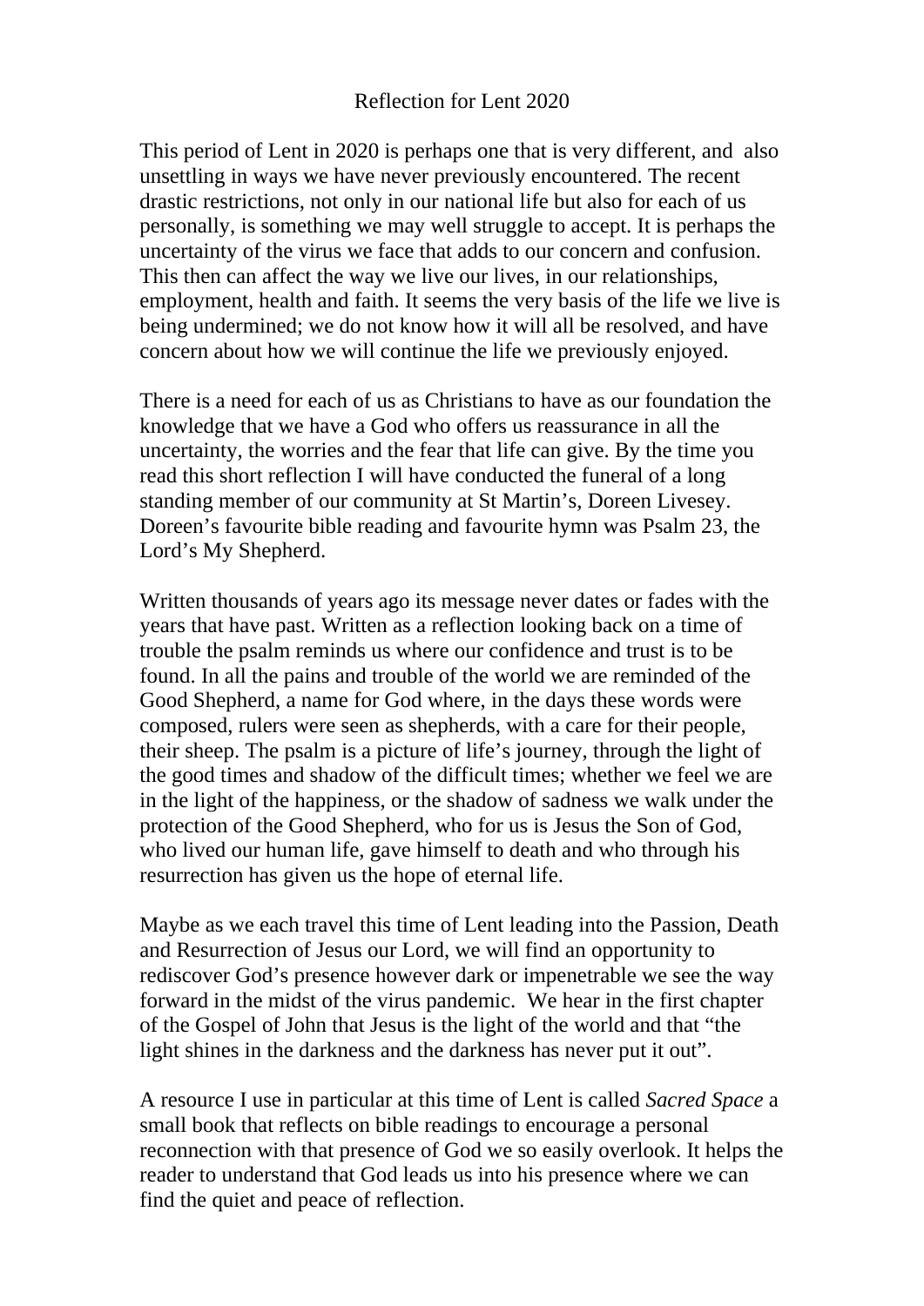# Reflection for Lent 2020

This period of Lent in 2020 is perhaps one that is very different, and also unsettling in ways we have never previously encountered. The recent drastic restrictions, not only in our national life but also for each of us personally, is something we may well struggle to accept. It is perhaps the uncertainty of the virus we face that adds to our concern and confusion. This then can affect the way we live our lives, in our relationships, employment, health and faith. It seems the very basis of the life we live is being undermined; we do not know how it will all be resolved, and have concern about how we will continue the life we previously enjoyed.

There is a need for each of us as Christians to have as our foundation the knowledge that we have a God who offers us reassurance in all the uncertainty, the worries and the fear that life can give. By the time you read this short reflection I will have conducted the funeral of a long standing member of our community at St Martin's, Doreen Livesey. Doreen's favourite bible reading and favourite hymn was Psalm 23, the Lord's My Shepherd.

Written thousands of years ago its message never dates or fades with the years that have past. Written as a reflection looking back on a time of trouble the psalm reminds us where our confidence and trust is to be found. In all the pains and trouble of the world we are reminded of the Good Shepherd, a name for God where, in the days these words were composed, rulers were seen as shepherds, with a care for their people, their sheep. The psalm is a picture of life's journey, through the light of the good times and shadow of the difficult times; whether we feel we are in the light of the happiness, or the shadow of sadness we walk under the protection of the Good Shepherd, who for us is Jesus the Son of God, who lived our human life, gave himself to death and who through his resurrection has given us the hope of eternal life.

Maybe as we each travel this time of Lent leading into the Passion, Death and Resurrection of Jesus our Lord, we will find an opportunity to rediscover God's presence however dark or impenetrable we see the way forward in the midst of the virus pandemic. We hear in the first chapter of the Gospel of John that Jesus is the light of the world and that "the light shines in the darkness and the darkness has never put it out".

A resource I use in particular at this time of Lent is called *Sacred Space* a small book that reflects on bible readings to encourage a personal reconnection with that presence of God we so easily overlook. It helps the reader to understand that God leads us into his presence where we can find the quiet and peace of reflection.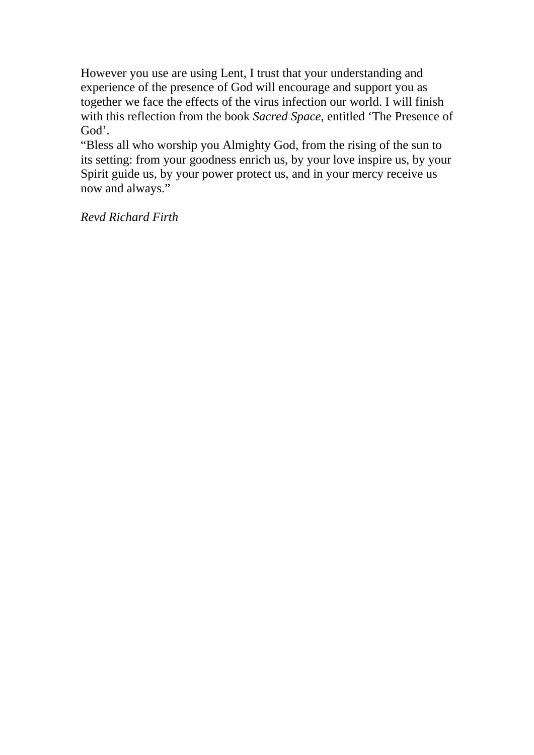However you use are using Lent, I trust that your understanding and experience of the presence of God will encourage and support you as together we face the effects of the virus infection our world. I will finish with this reflection from the book *Sacred Space*, entitled ‘The Presence of God’.

“Bless all who worship you Almighty God, from the rising of the sun to its setting: from your goodness enrich us, by your love inspire us, by your Spirit guide us, by your power protect us, and in your mercy receive us now and always.”

*Revd Richard Firth*